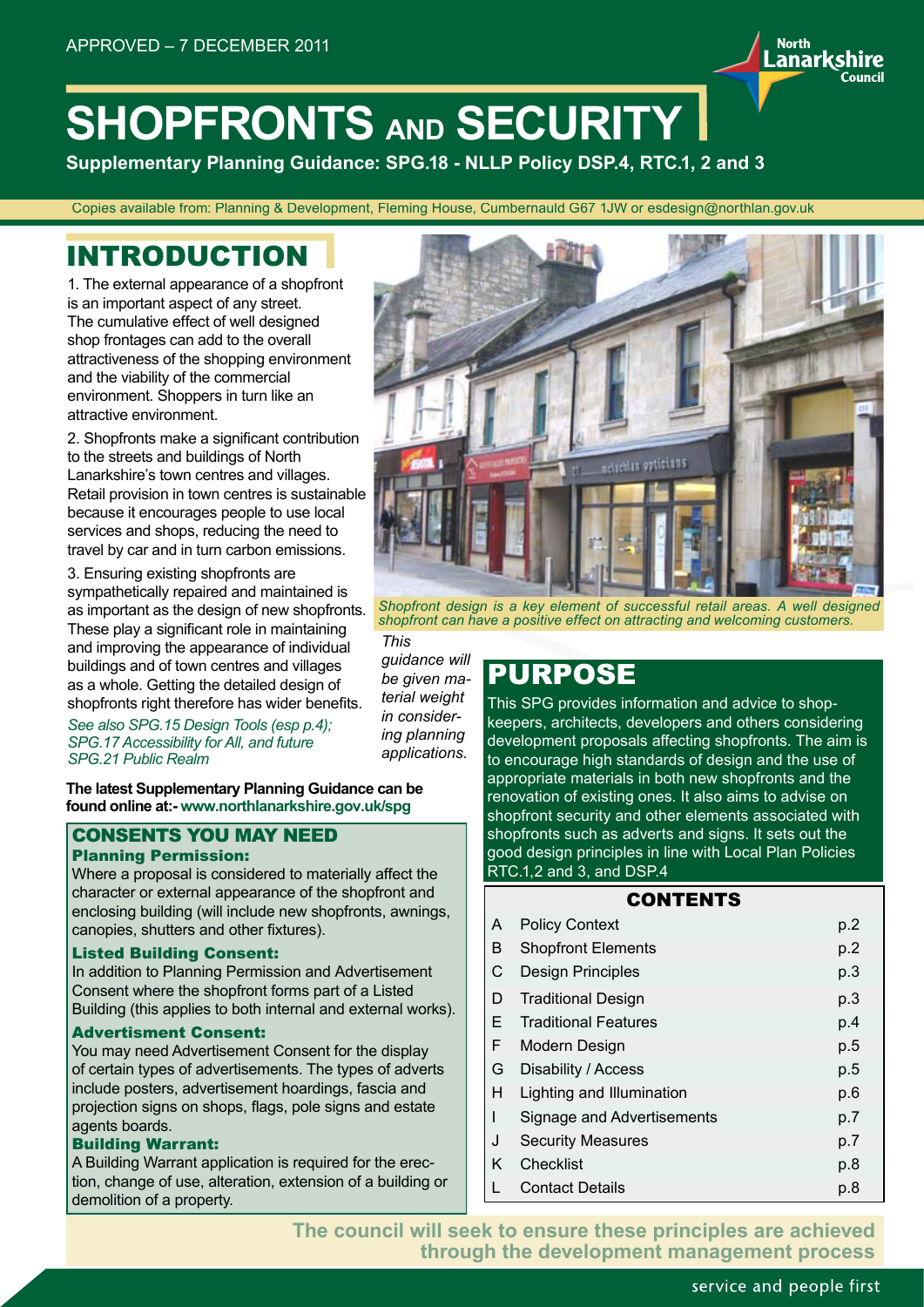APPROVED – 7 DECEMBER 2011

# SHOPFRONTS AND SECURITY

**Supplementary Planning Guidance: SPG.18 - NLLP Policy DSP.4, RTC.1, 2 and 3**

Copies available from: Planning & Development, Fleming House, Cumbernauld G67 1JW or esdesign@northlan.gov.uk

## INTRODUCTION

1. The external appearance of a shopfront is an important aspect of any street. The cumulative effect of well designed shop frontages can add to the overall attractiveness of the shopping environment and the viability of the commercial environment. Shoppers in turn like an attractive environment.

2. Shopfronts make a significant contribution to the streets and buildings of North Lanarkshire's town centres and villages. Retail provision in town centres is sustainable because it encourages people to use local services and shops, reducing the need to travel by car and in turn carbon emissions.

3. Ensuring existing shopfronts are sympathetically repaired and maintained is as important as the design of new shopfronts. These play a significant role in maintaining and improving the appearance of individual buildings and of town centres and villages as a whole. Getting the detailed design of shopfronts right therefore has wider benefits.

*See also SPG.15 Design Tools (esp p.4); SPG.17 Accessibility for All, and future SPG.21 Public Realm*

**The latest Supplementary Planning Guidance can be found online at:- www.northlanarkshire.gov.uk/spg**

*Shopfront design is a key element of successful retail areas. A well designed shopfront can have a positive effect on attracting and welcoming customers.*

*This guidance will be given material weight in considering planning applications.*

### CONSENTS YOU MAY NEED

**Planning Permission:**
Where a proposal is considered to materially affect the character or external appearance of the shopfront and enclosing building (will include new shopfronts, awnings, canopies, shutters and other fixtures).

**Listed Building Consent:**
In addition to Planning Permission and Advertisement Consent where the shopfront forms part of a Listed Building (this applies to both internal and external works).

**Advertisment Consent:**
You may need Advertisement Consent for the display of certain types of advertisements. The types of adverts include posters, advertisement hoardings, fascia and projection signs on shops, flags, pole signs and estate agents boards.

**Building Warrant:**
A Building Warrant application is required for the erection, change of use, alteration, extension of a building or demolition of a property.

## PURPOSE

This SPG provides information and advice to shopkeepers, architects, developers and others considering development proposals affecting shopfronts. The aim is to encourage high standards of design and the use of appropriate materials in both new shopfronts and the renovation of existing ones. It also aims to advise on shopfront security and other elements associated with shopfronts such as adverts and signs. It sets out the good design principles in line with Local Plan Policies RTC.1,2 and 3, and DSP.4

### CONTENTS

| | | |
|---|---|---|
| A | Policy Context | p.2 |
| B | Shopfront Elements | p.2 |
| C | Design Principles | p.3 |
| D | Traditional Design | p.3 |
| E | Traditional Features | p.4 |
| F | Modern Design | p.5 |
| G | Disability / Access | p.5 |
| H | Lighting and Illumination | p.6 |
| I | Signage and Advertisements | p.7 |
| J | Security Measures | p.7 |
| K | Checklist | p.8 |
| L | Contact Details | p.8 |

**The council will seek to ensure these principles are achieved through the development management process**

service and people first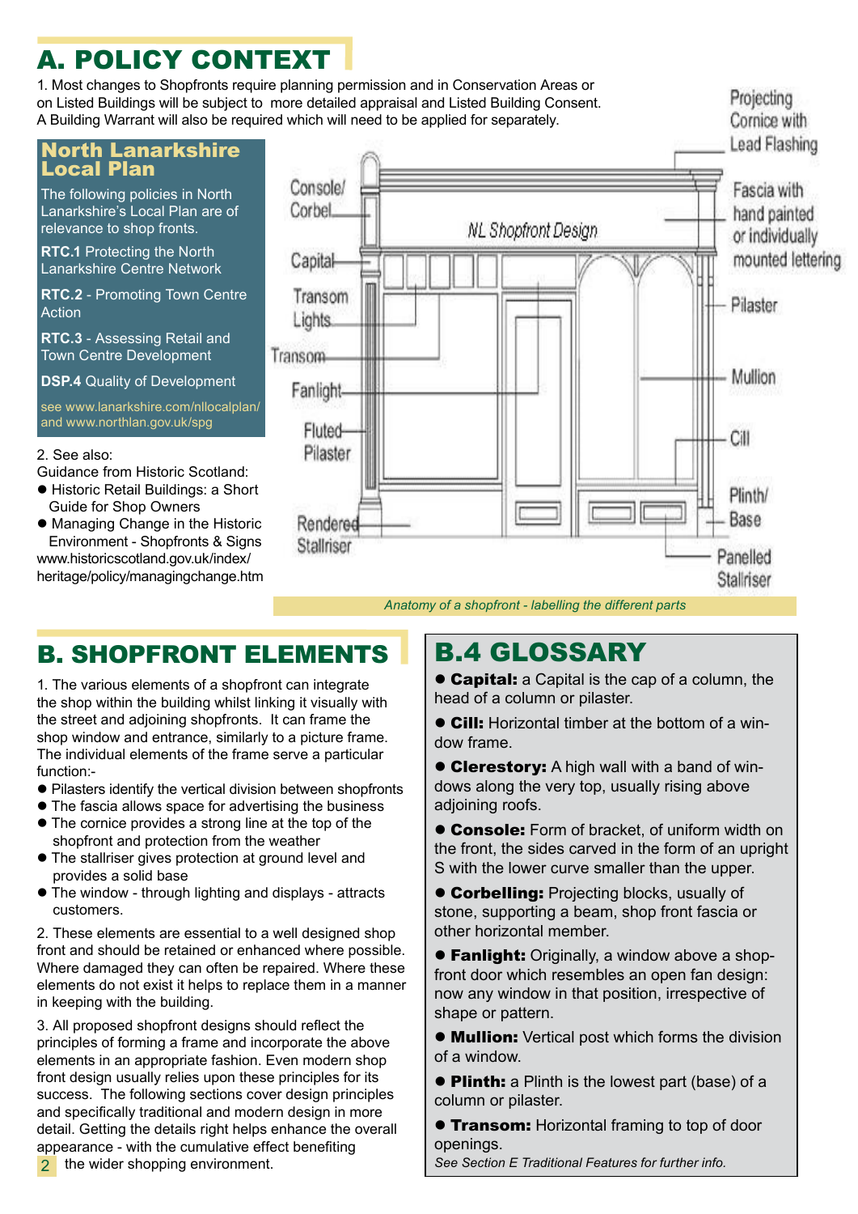# A. POLICY CONTEXT

1. Most changes to Shopfronts require planning permission and in Conservation Areas or on Listed Buildings will be subject to more detailed appraisal and Listed Building Consent. A Building Warrant will also be required which will need to be applied for separately.

## North Lanarkshire Local Plan

The following policies in North Lanarkshire's Local Plan are of relevance to shop fronts.

**RTC.1** Protecting the North Lanarkshire Centre Network

**RTC.2** - Promoting Town Centre Action

**RTC.3** - Assessing Retail and Town Centre Development

**DSP.4** Quality of Development

see www.lanarkshire.com/nllocalplan/ and www.northlan.gov.uk/spg

2. See also:
Guidance from Historic Scotland:

- Historic Retail Buildings: a Short Guide for Shop Owners
- Managing Change in the Historic Environment - Shopfronts & Signs

www.historicscotland.gov.uk/index/heritage/policy/managingchange.htm

Console/ Corbel, Capital, Transom Lights, Transom, Fanlight, Fluted Pilaster, Rendered Stallriser, NL Shopfront Design, Projecting Cornice with Lead Flashing, Fascia with hand painted or individually mounted lettering, Pilaster, Mullion, Cill, Plinth/ Base, Panelled Stallriser

*Anatomy of a shopfront - labelling the different parts*

# B. SHOPFRONT ELEMENTS

1. The various elements of a shopfront can integrate the shop within the building whilst linking it visually with the street and adjoining shopfronts. It can frame the shop window and entrance, similarly to a picture frame. The individual elements of the frame serve a particular function:-

- Pilasters identify the vertical division between shopfronts
- The fascia allows space for advertising the business
- The cornice provides a strong line at the top of the shopfront and protection from the weather
- The stallriser gives protection at ground level and provides a solid base
- The window - through lighting and displays - attracts customers.

2. These elements are essential to a well designed shop front and should be retained or enhanced where possible. Where damaged they can often be repaired. Where these elements do not exist it helps to replace them in a manner in keeping with the building.

3. All proposed shopfront designs should reflect the principles of forming a frame and incorporate the above elements in an appropriate fashion. Even modern shop front design usually relies upon these principles for its success. The following sections cover design principles and specifically traditional and modern design in more detail. Getting the details right helps enhance the overall appearance - with the cumulative effect benefiting the wider shopping environment.

# B.4 GLOSSARY

- **Capital:** a Capital is the cap of a column, the head of a column or pilaster.
- **Cill:** Horizontal timber at the bottom of a window frame.
- **Clerestory:** A high wall with a band of windows along the very top, usually rising above adjoining roofs.
- **Console:** Form of bracket, of uniform width on the front, the sides carved in the form of an upright S with the lower curve smaller than the upper.
- **Corbelling:** Projecting blocks, usually of stone, supporting a beam, shop front fascia or other horizontal member.
- **Fanlight:** Originally, a window above a shopfront door which resembles an open fan design: now any window in that position, irrespective of shape or pattern.
- **Mullion:** Vertical post which forms the division of a window.
- **Plinth:** a Plinth is the lowest part (base) of a column or pilaster.
- **Transom:** Horizontal framing to top of door openings.

*See Section E Traditional Features for further info.*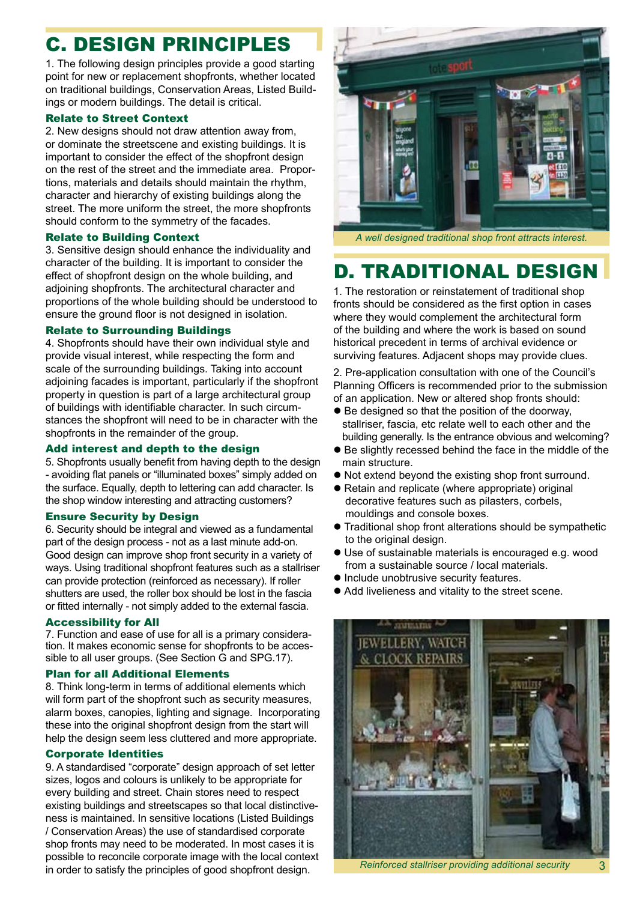## C. DESIGN PRINCIPLES

1. The following design principles provide a good starting point for new or replacement shopfronts, whether located on traditional buildings, Conservation Areas, Listed Buildings or modern buildings. The detail is critical.

### Relate to Street Context

2. New designs should not draw attention away from, or dominate the streetscene and existing buildings. It is important to consider the effect of the shopfront design on the rest of the street and the immediate area. Proportions, materials and details should maintain the rhythm, character and hierarchy of existing buildings along the street. The more uniform the street, the more shopfronts should conform to the symmetry of the facades.

### Relate to Building Context

3. Sensitive design should enhance the individuality and character of the building. It is important to consider the effect of shopfront design on the whole building, and adjoining shopfronts. The architectural character and proportions of the whole building should be understood to ensure the ground floor is not designed in isolation.

### Relate to Surrounding Buildings

4. Shopfronts should have their own individual style and provide visual interest, while respecting the form and scale of the surrounding buildings. Taking into account adjoining facades is important, particularly if the shopfront property in question is part of a large architectural group of buildings with identifiable character. In such circumstances the shopfront will need to be in character with the shopfronts in the remainder of the group.

### Add interest and depth to the design

5. Shopfronts usually benefit from having depth to the design - avoiding flat panels or "illuminated boxes" simply added on the surface. Equally, depth to lettering can add character. Is the shop window interesting and attracting customers?

### Ensure Security by Design

6. Security should be integral and viewed as a fundamental part of the design process - not as a last minute add-on. Good design can improve shop front security in a variety of ways. Using traditional shopfront features such as a stallriser can provide protection (reinforced as necessary). If roller shutters are used, the roller box should be lost in the fascia or fitted internally - not simply added to the external fascia.

### Accessibility for All

7. Function and ease of use for all is a primary consideration. It makes economic sense for shopfronts to be accessible to all user groups. (See Section G and SPG.17).

### Plan for all Additional Elements

8. Think long-term in terms of additional elements which will form part of the shopfront such as security measures, alarm boxes, canopies, lighting and signage. Incorporating these into the original shopfront design from the start will help the design seem less cluttered and more appropriate.

### Corporate Identities

9. A standardised "corporate" design approach of set letter sizes, logos and colours is unlikely to be appropriate for every building and street. Chain stores need to respect existing buildings and streetscapes so that local distinctiveness is maintained. In sensitive locations (Listed Buildings / Conservation Areas) the use of standardised corporate shop fronts may need to be moderated. In most cases it is possible to reconcile corporate image with the local context in order to satisfy the principles of good shopfront design.

*A well designed traditional shop front attracts interest.*

## D. TRADITIONAL DESIGN

1. The restoration or reinstatement of traditional shop fronts should be considered as the first option in cases where they would complement the architectural form of the building and where the work is based on sound historical precedent in terms of archival evidence or surviving features. Adjacent shops may provide clues.

2. Pre-application consultation with one of the Council's Planning Officers is recommended prior to the submission of an application. New or altered shop fronts should:

- Be designed so that the position of the doorway, stallriser, fascia, etc relate well to each other and the building generally. Is the entrance obvious and welcoming?
- Be slightly recessed behind the face in the middle of the main structure.
- Not extend beyond the existing shop front surround.
- Retain and replicate (where appropriate) original decorative features such as pilasters, corbels, mouldings and console boxes.
- Traditional shop front alterations should be sympathetic to the original design.
- Use of sustainable materials is encouraged e.g. wood from a sustainable source / local materials.
- Include unobtrusive security features.
- Add livelieness and vitality to the street scene.

*Reinforced stallriser providing additional security*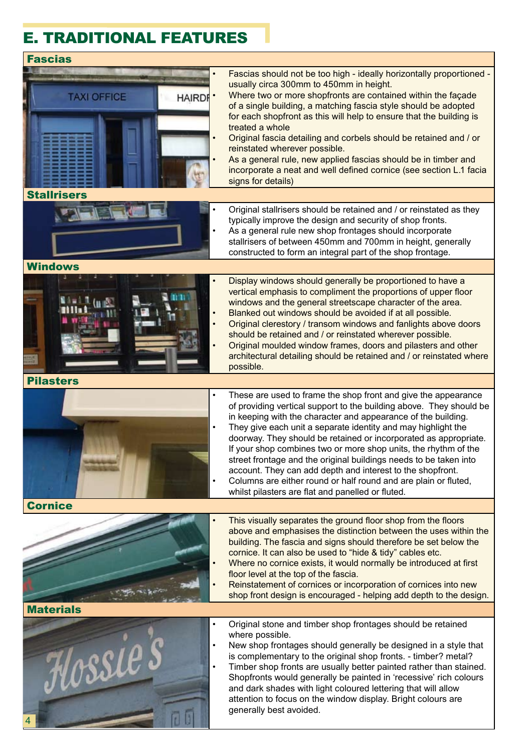# E. TRADITIONAL FEATURES

## Fascias

- Fascias should not be too high - ideally horizontally proportioned - usually circa 300mm to 450mm in height.
- Where two or more shopfronts are contained within the façade of a single building, a matching fascia style should be adopted for each shopfront as this will help to ensure that the building is treated a whole
- Original fascia detailing and corbels should be retained and / or reinstated wherever possible.
- As a general rule, new applied fascias should be in timber and incorporate a neat and well defined cornice (see section L.1 facia signs for details)

## Stallrisers

- Original stallrisers should be retained and / or reinstated as they typically improve the design and security of shop fronts.
- As a general rule new shop frontages should incorporate stallrisers of between 450mm and 700mm in height, generally constructed to form an integral part of the shop frontage.

## Windows

- Display windows should generally be proportioned to have a vertical emphasis to compliment the proportions of upper floor windows and the general streetscape character of the area.
- Blanked out windows should be avoided if at all possible.
- Original clerestory / transom windows and fanlights above doors should be retained and / or reinstated wherever possible.
- Original moulded window frames, doors and pilasters and other architectural detailing should be retained and / or reinstated where possible.

## Pilasters

- These are used to frame the shop front and give the appearance of providing vertical support to the building above. They should be in keeping with the character and appearance of the building.
- They give each unit a separate identity and may highlight the doorway. They should be retained or incorporated as appropriate. If your shop combines two or more shop units, the rhythm of the street frontage and the original buildings needs to be taken into account. They can add depth and interest to the shopfront.
- Columns are either round or half round and are plain or fluted, whilst pilasters are flat and panelled or fluted.

## Cornice

- This visually separates the ground floor shop from the floors above and emphasises the distinction between the uses within the building. The fascia and signs should therefore be set below the cornice. It can also be used to "hide & tidy" cables etc.
- Where no cornice exists, it would normally be introduced at first floor level at the top of the fascia.
- Reinstatement of cornices or incorporation of cornices into new shop front design is encouraged - helping add depth to the design.

## Materials

- Original stone and timber shop frontages should be retained where possible.
- New shop frontages should generally be designed in a style that is complementary to the original shop fronts. - timber? metal?
- Timber shop fronts are usually better painted rather than stained. Shopfronts would generally be painted in 'recessive' rich colours and dark shades with light coloured lettering that will allow attention to focus on the window display. Bright colours are generally best avoided.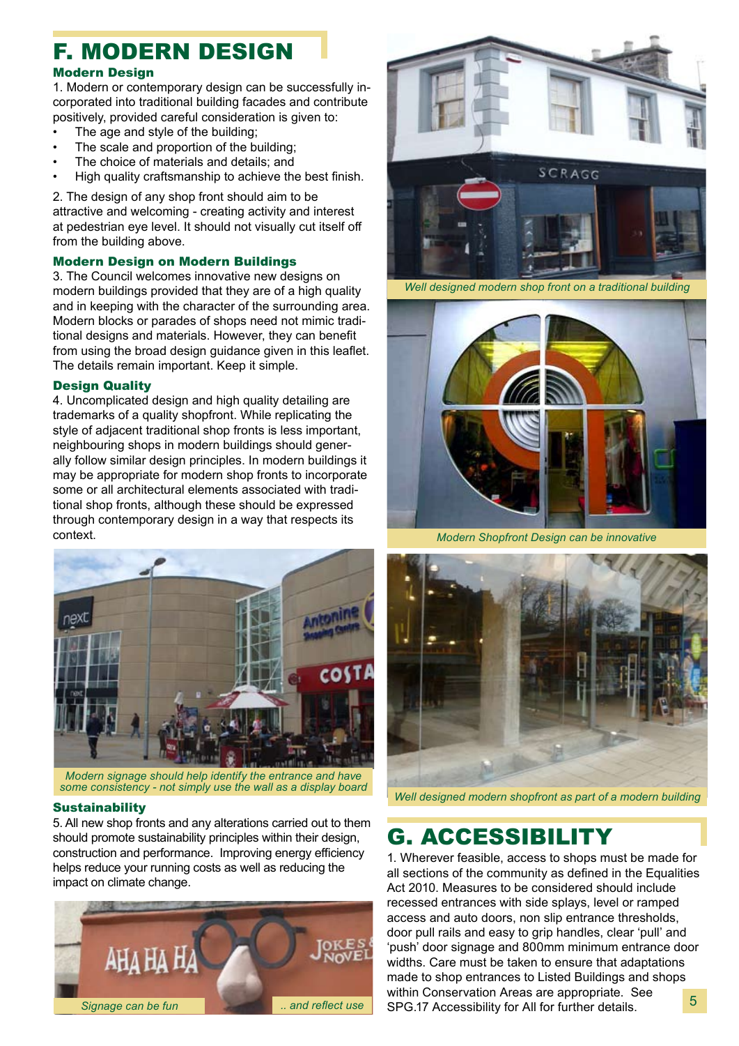# F. MODERN DESIGN

### Modern Design

1. Modern or contemporary design can be successfully incorporated into traditional building facades and contribute positively, provided careful consideration is given to:

- The age and style of the building;
- The scale and proportion of the building;
- The choice of materials and details; and
- High quality craftsmanship to achieve the best finish.

2. The design of any shop front should aim to be attractive and welcoming - creating activity and interest at pedestrian eye level. It should not visually cut itself off from the building above.

### Modern Design on Modern Buildings

3. The Council welcomes innovative new designs on modern buildings provided that they are of a high quality and in keeping with the character of the surrounding area. Modern blocks or parades of shops need not mimic traditional designs and materials. However, they can benefit from using the broad design guidance given in this leaflet. The details remain important. Keep it simple.

### Design Quality

4. Uncomplicated design and high quality detailing are trademarks of a quality shopfront. While replicating the style of adjacent traditional shop fronts is less important, neighbouring shops in modern buildings should generally follow similar design principles. In modern buildings it may be appropriate for modern shop fronts to incorporate some or all architectural elements associated with traditional shop fronts, although these should be expressed through contemporary design in a way that respects its context.

*Modern signage should help identify the entrance and have some consistency - not simply use the wall as a display board*

### Sustainability

5. All new shop fronts and any alterations carried out to them should promote sustainability principles within their design, construction and performance. Improving energy efficiency helps reduce your running costs as well as reducing the impact on climate change.

*Signage can be fun* *.. and reflect use*

*Well designed modern shop front on a traditional building*

*Modern Shopfront Design can be innovative*

*Well designed modern shopfront as part of a modern building*

# G. ACCESSIBILITY

1. Wherever feasible, access to shops must be made for all sections of the community as defined in the Equalities Act 2010. Measures to be considered should include recessed entrances with side splays, level or ramped access and auto doors, non slip entrance thresholds, door pull rails and easy to grip handles, clear 'pull' and 'push' door signage and 800mm minimum entrance door widths. Care must be taken to ensure that adaptations made to shop entrances to Listed Buildings and shops within Conservation Areas are appropriate. See SPG.17 Accessibility for All for further details.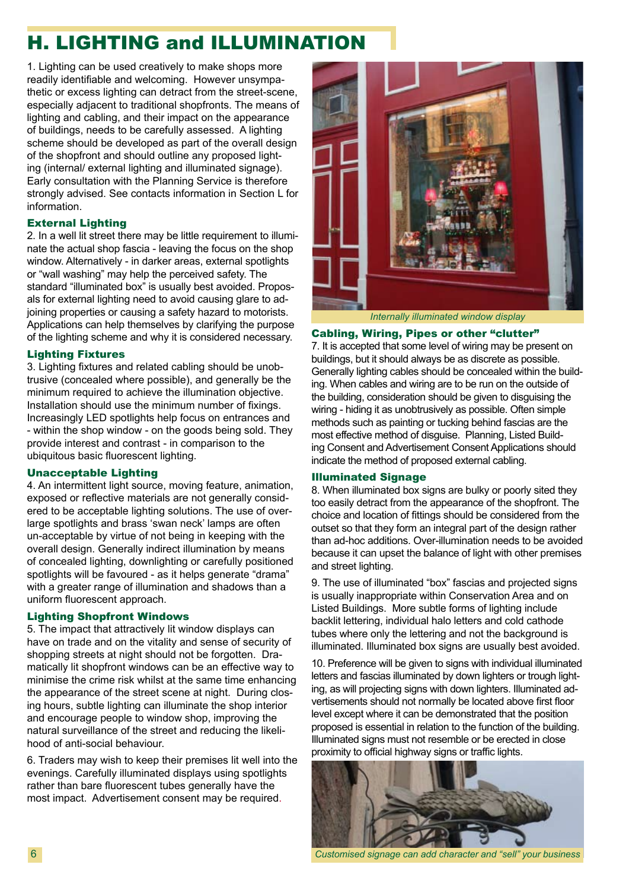# H. LIGHTING and ILLUMINATION

1. Lighting can be used creatively to make shops more readily identifiable and welcoming. However unsympathetic or excess lighting can detract from the street-scene, especially adjacent to traditional shopfronts. The means of lighting and cabling, and their impact on the appearance of buildings, needs to be carefully assessed. A lighting scheme should be developed as part of the overall design of the shopfront and should outline any proposed lighting (internal/ external lighting and illuminated signage). Early consultation with the Planning Service is therefore strongly advised. See contacts information in Section L for information.

### External Lighting

2. In a well lit street there may be little requirement to illuminate the actual shop fascia - leaving the focus on the shop window. Alternatively - in darker areas, external spotlights or "wall washing" may help the perceived safety. The standard "illuminated box" is usually best avoided. Proposals for external lighting need to avoid causing glare to adjoining properties or causing a safety hazard to motorists. Applications can help themselves by clarifying the purpose of the lighting scheme and why it is considered necessary.

### Lighting Fixtures

3. Lighting fixtures and related cabling should be unobtrusive (concealed where possible), and generally be the minimum required to achieve the illumination objective. Installation should use the minimum number of fixings. Increasingly LED spotlights help focus on entrances and - within the shop window - on the goods being sold. They provide interest and contrast - in comparison to the ubiquitous basic fluorescent lighting.

### Unacceptable Lighting

4. An intermittent light source, moving feature, animation, exposed or reflective materials are not generally considered to be acceptable lighting solutions. The use of over-large spotlights and brass 'swan neck' lamps are often un-acceptable by virtue of not being in keeping with the overall design. Generally indirect illumination by means of concealed lighting, downlighting or carefully positioned spotlights will be favoured - as it helps generate "drama" with a greater range of illumination and shadows than a uniform fluorescent approach.

### Lighting Shopfront Windows

5. The impact that attractively lit window displays can have on trade and on the vitality and sense of security of shopping streets at night should not be forgotten. Dramatically lit shopfront windows can be an effective way to minimise the crime risk whilst at the same time enhancing the appearance of the street scene at night. During closing hours, subtle lighting can illuminate the shop interior and encourage people to window shop, improving the natural surveillance of the street and reducing the likelihood of anti-social behaviour.

6. Traders may wish to keep their premises lit well into the evenings. Carefully illuminated displays using spotlights rather than bare fluorescent tubes generally have the most impact. Advertisement consent may be required.

*Internally illuminated window display*

### Cabling, Wiring, Pipes or other "clutter"

7. It is accepted that some level of wiring may be present on buildings, but it should always be as discrete as possible. Generally lighting cables should be concealed within the building. When cables and wiring are to be run on the outside of the building, consideration should be given to disguising the wiring - hiding it as unobtrusively as possible. Often simple methods such as painting or tucking behind fascias are the most effective method of disguise. Planning, Listed Building Consent and Advertisement Consent Applications should indicate the method of proposed external cabling.

### Illuminated Signage

8. When illuminated box signs are bulky or poorly sited they too easily detract from the appearance of the shopfront. The choice and location of fittings should be considered from the outset so that they form an integral part of the design rather than ad-hoc additions. Over-illumination needs to be avoided because it can upset the balance of light with other premises and street lighting.

9. The use of illuminated "box" fascias and projected signs is usually inappropriate within Conservation Area and on Listed Buildings. More subtle forms of lighting include backlit lettering, individual halo letters and cold cathode tubes where only the lettering and not the background is illuminated. Illuminated box signs are usually best avoided.

10. Preference will be given to signs with individual illuminated letters and fascias illuminated by down lighters or trough lighting, as will projecting signs with down lighters. Illuminated advertisements should not normally be located above first floor level except where it can be demonstrated that the position proposed is essential in relation to the function of the building. Illuminated signs must not resemble or be erected in close proximity to official highway signs or traffic lights.

*Customised signage can add character and "sell" your business*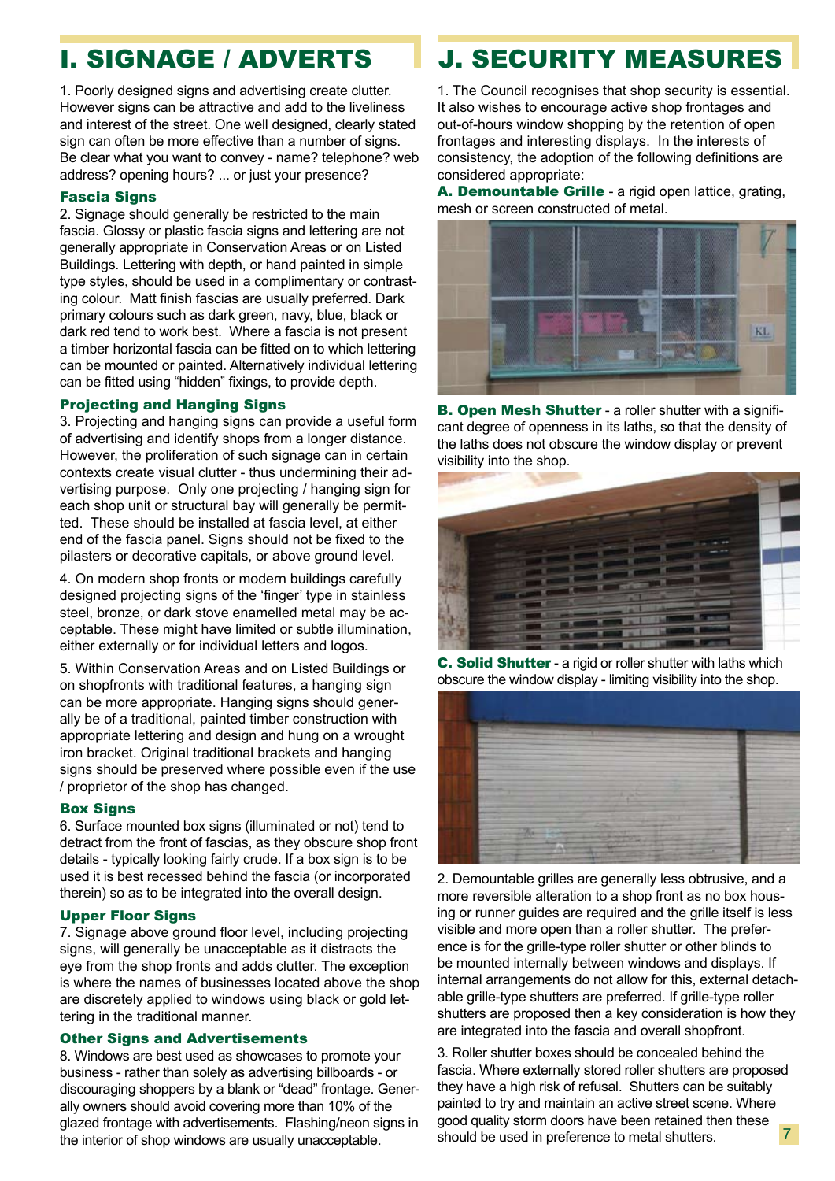# I. SIGNAGE / ADVERTS

1. Poorly designed signs and advertising create clutter. However signs can be attractive and add to the liveliness and interest of the street. One well designed, clearly stated sign can often be more effective than a number of signs. Be clear what you want to convey - name? telephone? web address? opening hours? ... or just your presence?

### Fascia Signs

2. Signage should generally be restricted to the main fascia. Glossy or plastic fascia signs and lettering are not generally appropriate in Conservation Areas or on Listed Buildings. Lettering with depth, or hand painted in simple type styles, should be used in a complimentary or contrasting colour. Matt finish fascias are usually preferred. Dark primary colours such as dark green, navy, blue, black or dark red tend to work best. Where a fascia is not present a timber horizontal fascia can be fitted on to which lettering can be mounted or painted. Alternatively individual lettering can be fitted using "hidden" fixings, to provide depth.

### Projecting and Hanging Signs

3. Projecting and hanging signs can provide a useful form of advertising and identify shops from a longer distance. However, the proliferation of such signage can in certain contexts create visual clutter - thus undermining their advertising purpose. Only one projecting / hanging sign for each shop unit or structural bay will generally be permitted. These should be installed at fascia level, at either end of the fascia panel. Signs should not be fixed to the pilasters or decorative capitals, or above ground level.

4. On modern shop fronts or modern buildings carefully designed projecting signs of the 'finger' type in stainless steel, bronze, or dark stove enamelled metal may be acceptable. These might have limited or subtle illumination, either externally or for individual letters and logos.

5. Within Conservation Areas and on Listed Buildings or on shopfronts with traditional features, a hanging sign can be more appropriate. Hanging signs should generally be of a traditional, painted timber construction with appropriate lettering and design and hung on a wrought iron bracket. Original traditional brackets and hanging signs should be preserved where possible even if the use / proprietor of the shop has changed.

### Box Signs

6. Surface mounted box signs (illuminated or not) tend to detract from the front of fascias, as they obscure shop front details - typically looking fairly crude. If a box sign is to be used it is best recessed behind the fascia (or incorporated therein) so as to be integrated into the overall design.

### Upper Floor Signs

7. Signage above ground floor level, including projecting signs, will generally be unacceptable as it distracts the eye from the shop fronts and adds clutter. The exception is where the names of businesses located above the shop are discretely applied to windows using black or gold lettering in the traditional manner.

### Other Signs and Advertisements

8. Windows are best used as showcases to promote your business - rather than solely as advertising billboards - or discouraging shoppers by a blank or "dead" frontage. Generally owners should avoid covering more than 10% of the glazed frontage with advertisements. Flashing/neon signs in the interior of shop windows are usually unacceptable.

# J. SECURITY MEASURES

1. The Council recognises that shop security is essential. It also wishes to encourage active shop frontages and out-of-hours window shopping by the retention of open frontages and interesting displays. In the interests of consistency, the adoption of the following definitions are considered appropriate:

**A. Demountable Grille** - a rigid open lattice, grating, mesh or screen constructed of metal.

**B. Open Mesh Shutter** - a roller shutter with a significant degree of openness in its laths, so that the density of the laths does not obscure the window display or prevent visibility into the shop.

**C. Solid Shutter** - a rigid or roller shutter with laths which obscure the window display - limiting visibility into the shop.

2. Demountable grilles are generally less obtrusive, and a more reversible alteration to a shop front as no box housing or runner guides are required and the grille itself is less visible and more open than a roller shutter. The preference is for the grille-type roller shutter or other blinds to be mounted internally between windows and displays. If internal arrangements do not allow for this, external detachable grille-type shutters are preferred. If grille-type roller shutters are proposed then a key consideration is how they are integrated into the fascia and overall shopfront.

3. Roller shutter boxes should be concealed behind the fascia. Where externally stored roller shutters are proposed they have a high risk of refusal. Shutters can be suitably painted to try and maintain an active street scene. Where good quality storm doors have been retained then these should be used in preference to metal shutters.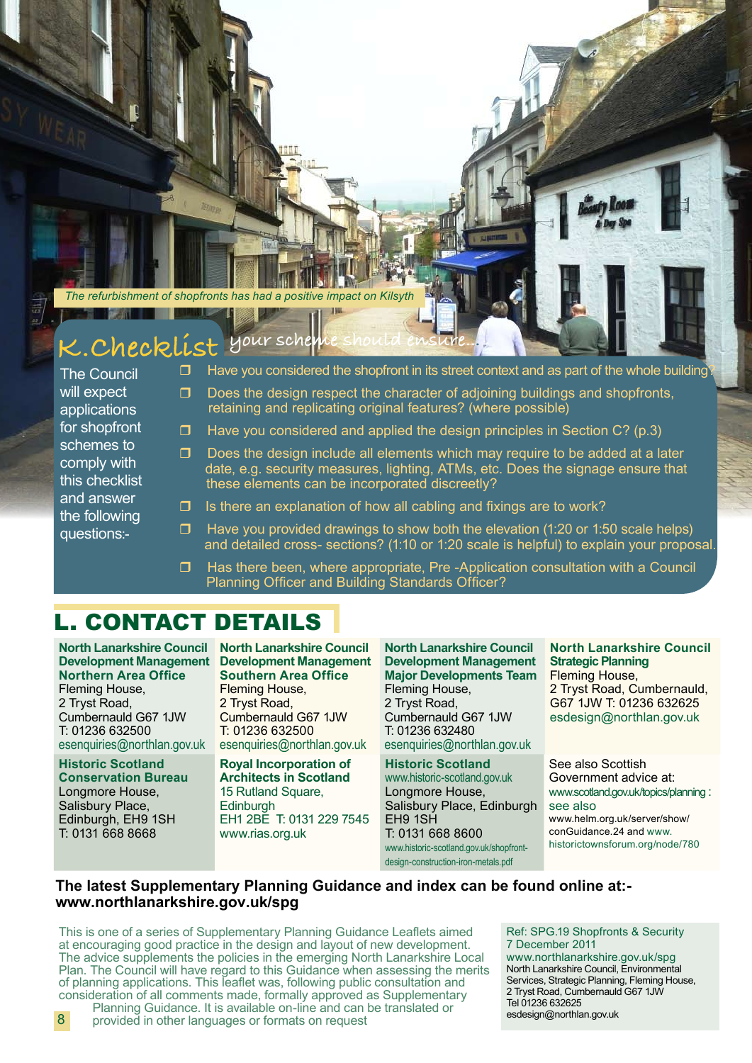*The refurbishment of shopfronts has had a positive impact on Kilsyth*

## K. Checklist your scheme should ensure...

The Council will expect applications for shopfront schemes to comply with this checklist and answer the following questions:-

- ❐ Have you considered the shopfront in its street context and as part of the whole building?
- ❐ Does the design respect the character of adjoining buildings and shopfronts, retaining and replicating original features? (where possible)
- ❐ Have you considered and applied the design principles in Section C? (p.3)
- ❐ Does the design include all elements which may require to be added at a later date, e.g. security measures, lighting, ATMs, etc. Does the signage ensure that these elements can be incorporated discreetly?
- ❐ Is there an explanation of how all cabling and fixings are to work?
- ❐ Have you provided drawings to show both the elevation (1:20 or 1:50 scale helps) and detailed cross- sections? (1:10 or 1:20 scale is helpful) to explain your proposal.
- ❐ Has there been, where appropriate, Pre -Application consultation with a Council Planning Officer and Building Standards Officer?

## L. CONTACT DETAILS

**North Lanarkshire Council Development Management Northern Area Office**
Fleming House,
2 Tryst Road,
Cumbernauld G67 1JW
T: 01236 632500
esenquiries@northlan.gov.uk

**North Lanarkshire Council Development Management Southern Area Office**
Fleming House,
2 Tryst Road,
Cumbernauld G67 1JW
T: 01236 632500
esenquiries@northlan.gov.uk

**North Lanarkshire Council Development Management Major Developments Team**
Fleming House,
2 Tryst Road,
Cumbernauld G67 1JW
T: 01236 632480
esenquiries@northlan.gov.uk

**North Lanarkshire Council Strategic Planning**
Fleming House,
2 Tryst Road, Cumbernauld,
G67 1JW T: 01236 632625
esdesign@northlan.gov.uk

**Historic Scotland Conservation Bureau**
Longmore House,
Salisbury Place,
Edinburgh, EH9 1SH
T: 0131 668 8668

**Royal Incorporation of Architects in Scotland**
15 Rutland Square,
Edinburgh
EH1 2BE T: 0131 229 7545
www.rias.org.uk

**Historic Scotland**
www.historic-scotland.gov.uk
Longmore House,
Salisbury Place, Edinburgh
EH9 1SH
T: 0131 668 8600
www.historic-scotland.gov.uk/shopfront-design-construction-iron-metals.pdf

See also Scottish Government advice at:
www.scotland.gov.uk/topics/planning : see also
www.helm.org.uk/server/show/conGuidance.24 and www.historictownsforum.org/node/780

**The latest Supplementary Planning Guidance and index can be found online at:- www.northlanarkshire.gov.uk/spg**

This is one of a series of Supplementary Planning Guidance Leaflets aimed at encouraging good practice in the design and layout of new development. The advice supplements the policies in the emerging North Lanarkshire Local Plan. The Council will have regard to this Guidance when assessing the merits of planning applications. This leaflet was, following public consultation and consideration of all comments made, formally approved as Supplementary Planning Guidance. It is available on-line and can be translated or provided in other languages or formats on request

Ref: SPG.19 Shopfronts & Security
7 December 2011
www.northlanarkshire.gov.uk/spg
North Lanarkshire Council, Environmental Services, Strategic Planning, Fleming House, 2 Tryst Road, Cumbernauld G67 1JW
Tel 01236 632625
esdesign@northlan.gov.uk